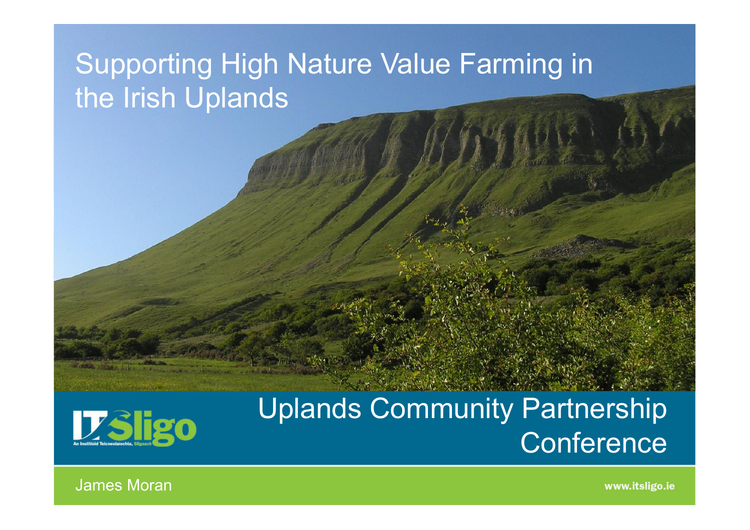# Supporting High Nature Value Farming in the Irish Uplands

## Uplands Community Partnership Conference

James Moran

www.itsligo.ie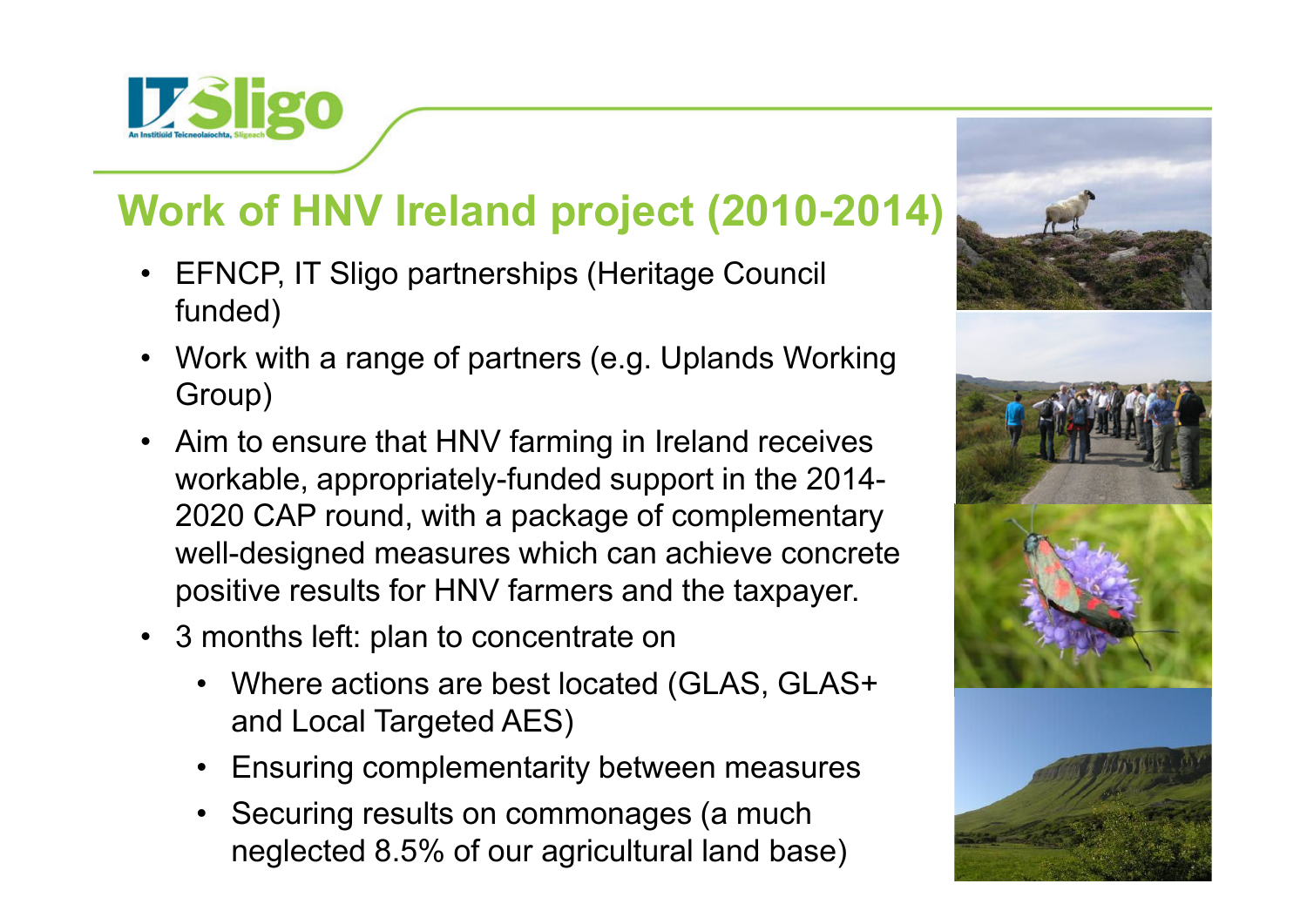# Work of HNV Ireland project (2010-2014)

- EFNCP, IT Sligo partnerships (Heritage Council funded)
- Work with a range of partners (e.g. Uplands Working Group)
- Aim to ensure that HNV farming in Ireland receives workable, appropriately-funded support in the 2014-2020 CAP round, with a package of complementary well-designed measures which can achieve concrete positive results for HNV farmers and the taxpayer.
- 3 months left: plan to concentrate on
  - Where actions are best located (GLAS, GLAS+ and Local Targeted AES)
  - Ensuring complementarity between measures
  - Securing results on commonages (a much neglected 8.5% of our agricultural land base)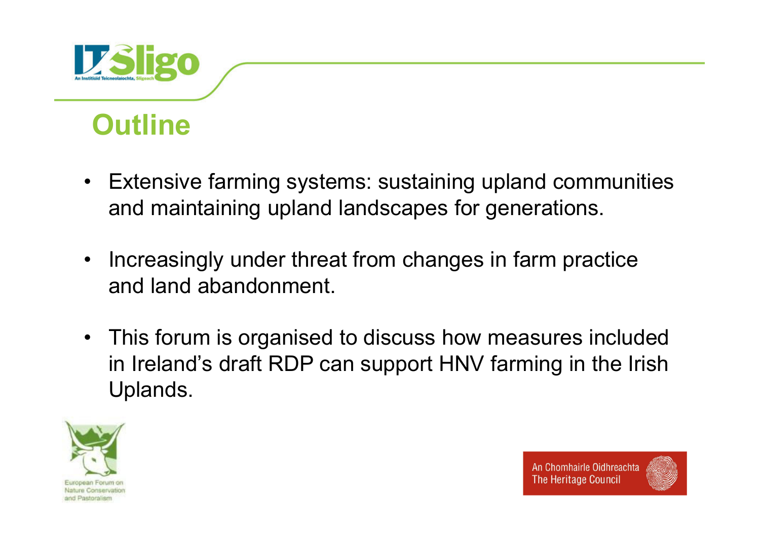# Outline

- Extensive farming systems: sustaining upland communities and maintaining upland landscapes for generations.
- Increasingly under threat from changes in farm practice and land abandonment.
- This forum is organised to discuss how measures included in Ireland's draft RDP can support HNV farming in the Irish Uplands.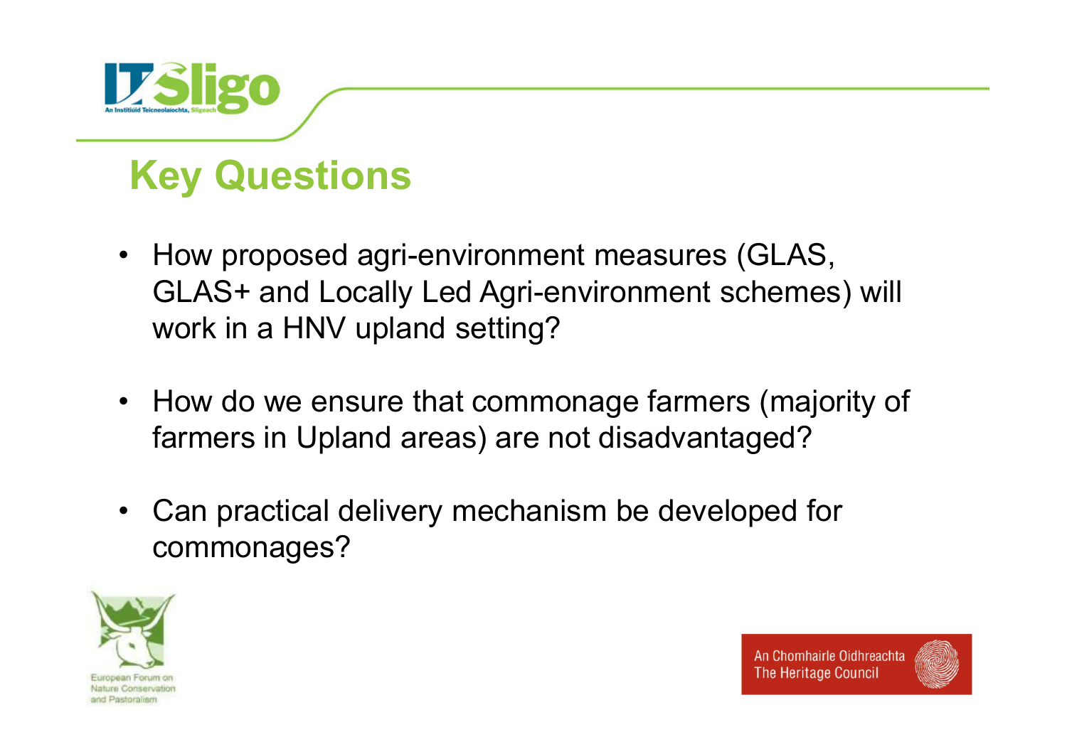## Key Questions

- How proposed agri-environment measures (GLAS, GLAS+ and Locally Led Agri-environment schemes) will work in a HNV upland setting?
- How do we ensure that commonage farmers (majority of farmers in Upland areas) are not disadvantaged?
- Can practical delivery mechanism be developed for commonages?